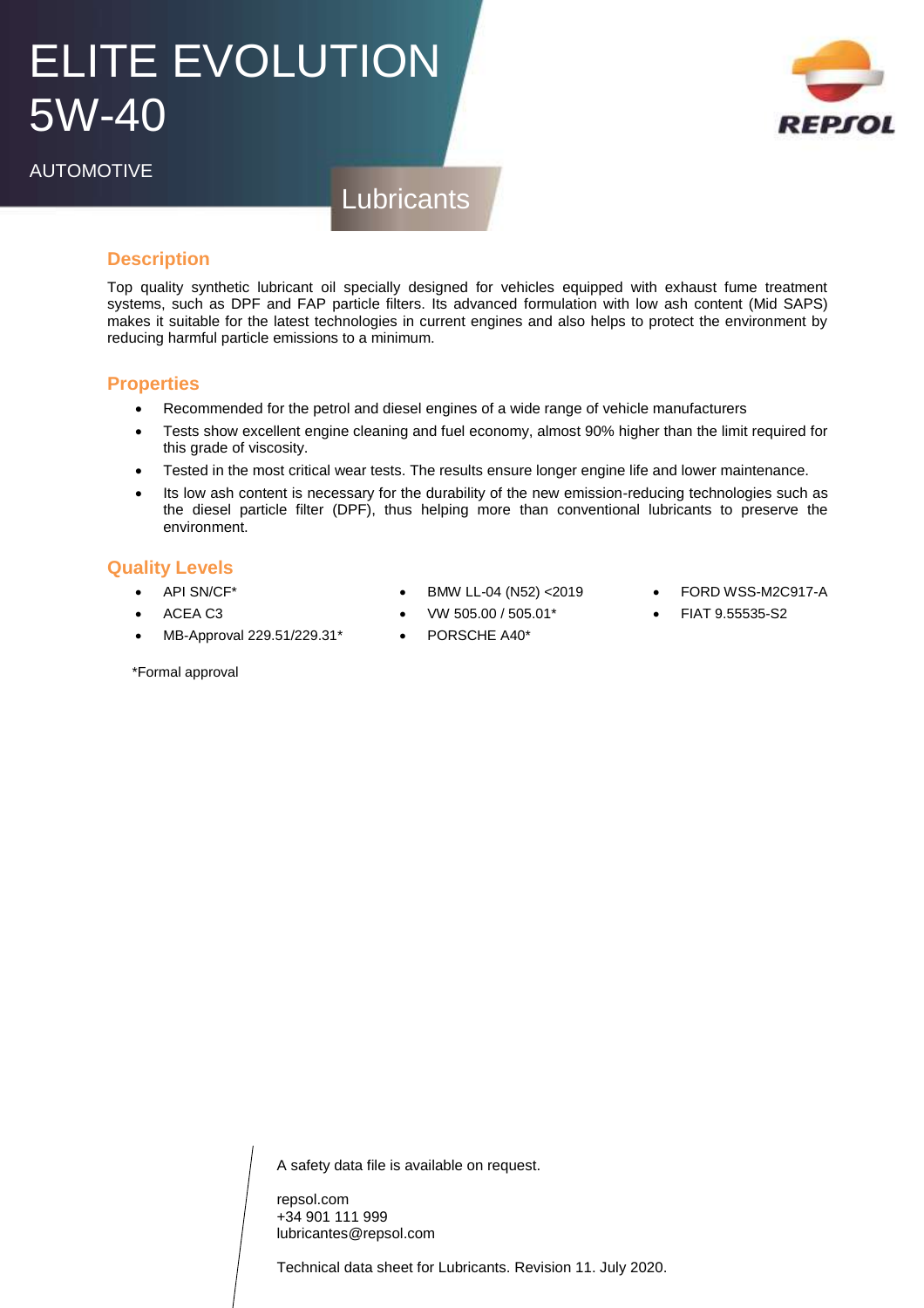# ELITE EVOLUTION 5W-40

AUTOMOTIVE

Lubricants

REPSOL

## Description

Top quality synthetic lubricant oil specially designed for vehicles equipped with exhaust fume treatment systems, such as DPF and FAP particle filters. Its advanced formulation with low ash content (Mid SAPS) makes it suitable for the latest technologies in current engines and also helps to protect the environment by reducing harmful particle emissions to a minimum.

## Properties

- Recommended for the petrol and diesel engines of a wide range of vehicle manufacturers
- Tests show excellent engine cleaning and fuel economy, almost 90% higher than the limit required for this grade of viscosity.
- Tested in the most critical wear tests. The results ensure longer engine life and lower maintenance.
- Its low ash content is necessary for the durability of the new emission-reducing technologies such as the diesel particle filter (DPF), thus helping more than conventional lubricants to preserve the environment.

## Quality Levels

- API SN/CF*
- ACEA C3
- MB-Approval 229.51/229.31*
- BMW LL-04 (N52) <2019
- VW 505.00 / 505.01*
- PORSCHE A40*
- FORD WSS-M2C917-A
- FIAT 9.55535-S2

*Formal approval

A safety data file is available on request.

repsol.com
+34 901 111 999
lubricantes@repsol.com

Technical data sheet for Lubricants. Revision 11. July 2020.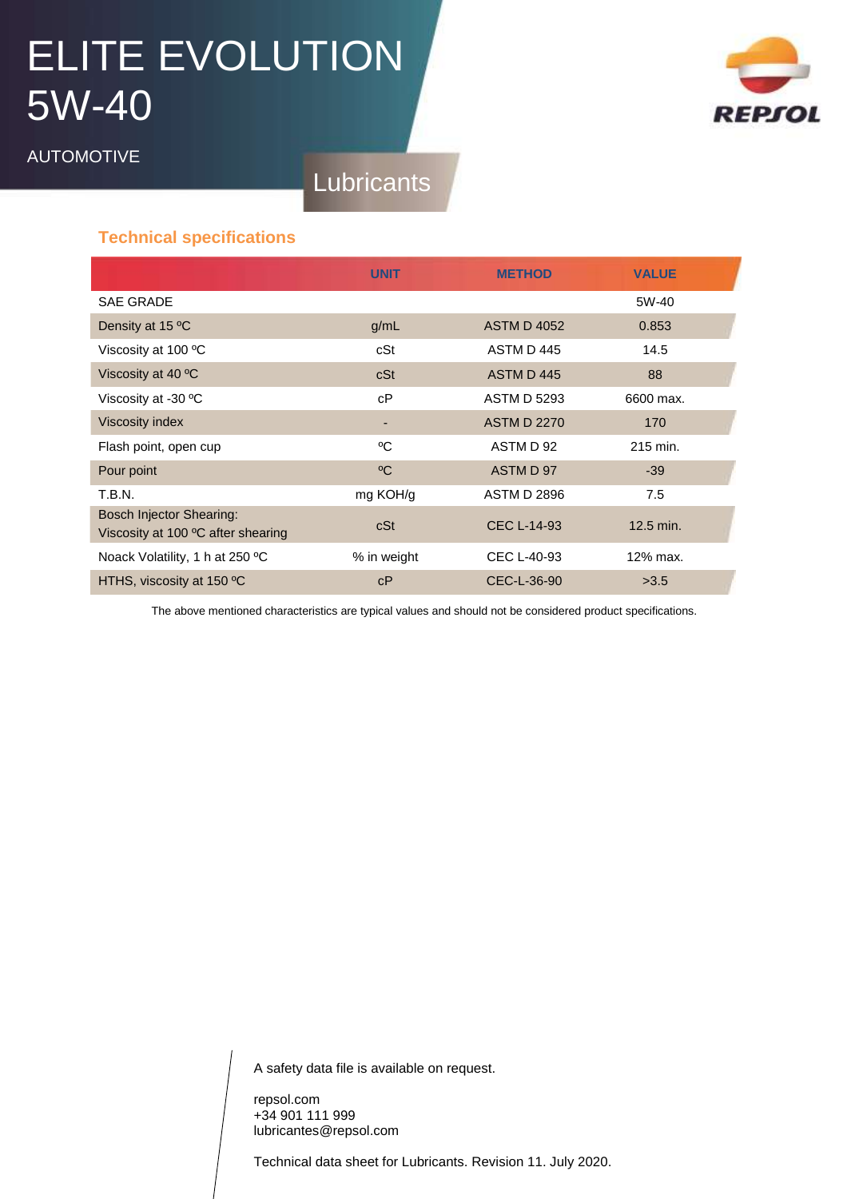# ELITE EVOLUTION 5W-40

AUTOMOTIVE

Lubricants

## Technical specifications

| | UNIT | METHOD | VALUE |
|---|---|---|---|
| SAE GRADE | | | 5W-40 |
| Density at 15 ºC | g/mL | ASTM D 4052 | 0.853 |
| Viscosity at 100 ºC | cSt | ASTM D 445 | 14.5 |
| Viscosity at 40 ºC | cSt | ASTM D 445 | 88 |
| Viscosity at -30 ºC | cP | ASTM D 5293 | 6600 max. |
| Viscosity index | - | ASTM D 2270 | 170 |
| Flash point, open cup | ºC | ASTM D 92 | 215 min. |
| Pour point | ºC | ASTM D 97 | -39 |
| T.B.N. | mg KOH/g | ASTM D 2896 | 7.5 |
| Bosch Injector Shearing: Viscosity at 100 ºC after shearing | cSt | CEC L-14-93 | 12.5 min. |
| Noack Volatility, 1 h at 250 ºC | % in weight | CEC L-40-93 | 12% max. |
| HTHS, viscosity at 150 ºC | cP | CEC-L-36-90 | >3.5 |

The above mentioned characteristics are typical values and should not be considered product specifications.

A safety data file is available on request.

repsol.com
+34 901 111 999
lubricantes@repsol.com

Technical data sheet for Lubricants. Revision 11. July 2020.